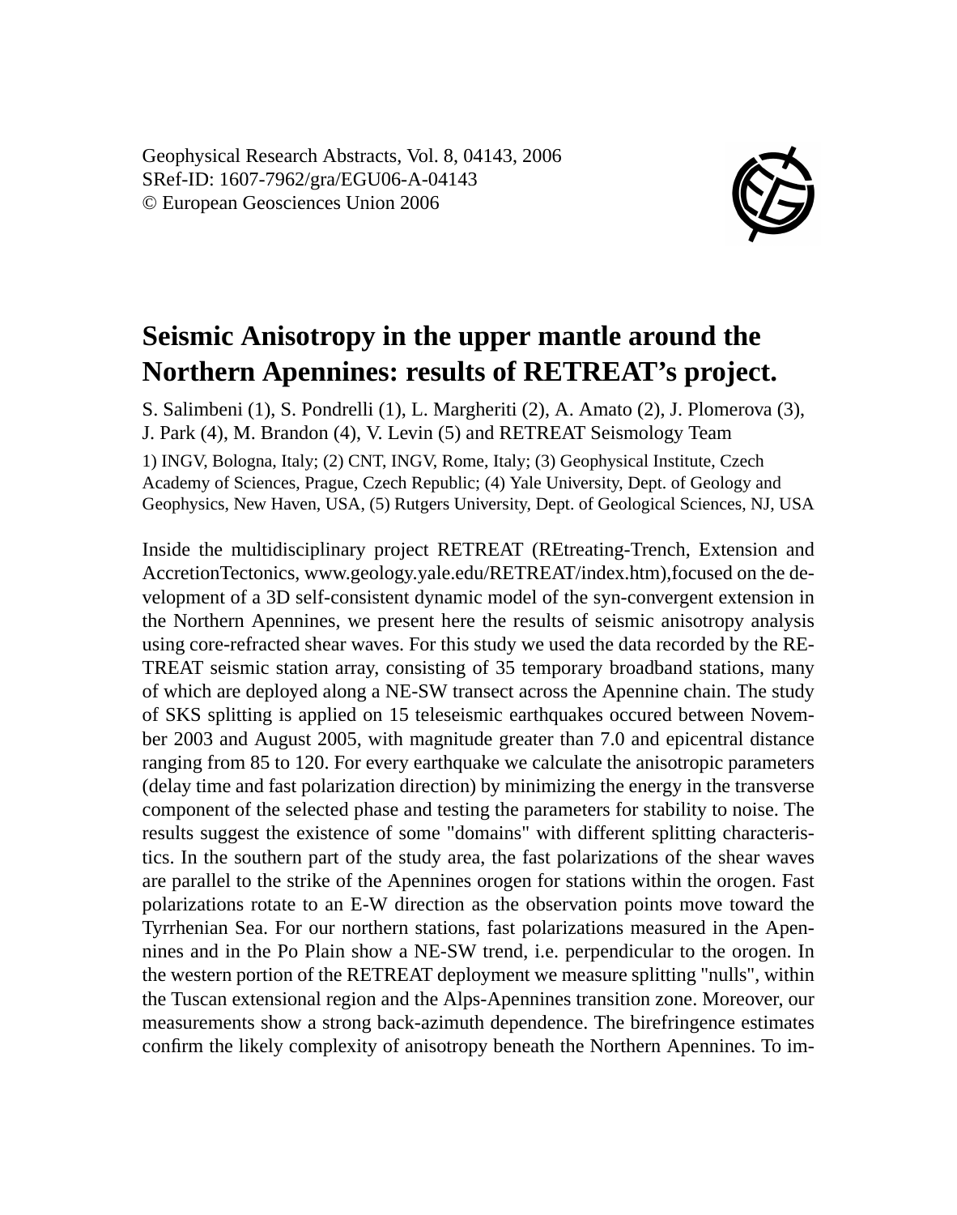Geophysical Research Abstracts, Vol. 8, 04143, 2006
SRef-ID: 1607-7962/gra/EGU06-A-04143
© European Geosciences Union 2006

# Seismic Anisotropy in the upper mantle around the Northern Apennines: results of RETREAT's project.

S. Salimbeni (1), S. Pondrelli (1), L. Margheriti (2), A. Amato (2), J. Plomerova (3), J. Park (4), M. Brandon (4), V. Levin (5) and RETREAT Seismology Team

1) INGV, Bologna, Italy; (2) CNT, INGV, Rome, Italy; (3) Geophysical Institute, Czech Academy of Sciences, Prague, Czech Republic; (4) Yale University, Dept. of Geology and Geophysics, New Haven, USA, (5) Rutgers University, Dept. of Geological Sciences, NJ, USA

Inside the multidisciplinary project RETREAT (REtreating-Trench, Extension and AccretionTectonics, www.geology.yale.edu/RETREAT/index.htm),focused on the development of a 3D self-consistent dynamic model of the syn-convergent extension in the Northern Apennines, we present here the results of seismic anisotropy analysis using core-refracted shear waves. For this study we used the data recorded by the RETREAT seismic station array, consisting of 35 temporary broadband stations, many of which are deployed along a NE-SW transect across the Apennine chain. The study of SKS splitting is applied on 15 teleseismic earthquakes occured between November 2003 and August 2005, with magnitude greater than 7.0 and epicentral distance ranging from 85 to 120. For every earthquake we calculate the anisotropic parameters (delay time and fast polarization direction) by minimizing the energy in the transverse component of the selected phase and testing the parameters for stability to noise. The results suggest the existence of some "domains" with different splitting characteristics. In the southern part of the study area, the fast polarizations of the shear waves are parallel to the strike of the Apennines orogen for stations within the orogen. Fast polarizations rotate to an E-W direction as the observation points move toward the Tyrrhenian Sea. For our northern stations, fast polarizations measured in the Apennines and in the Po Plain show a NE-SW trend, i.e. perpendicular to the orogen. In the western portion of the RETREAT deployment we measure splitting "nulls", within the Tuscan extensional region and the Alps-Apennines transition zone. Moreover, our measurements show a strong back-azimuth dependence. The birefringence estimates confirm the likely complexity of anisotropy beneath the Northern Apennines. To im-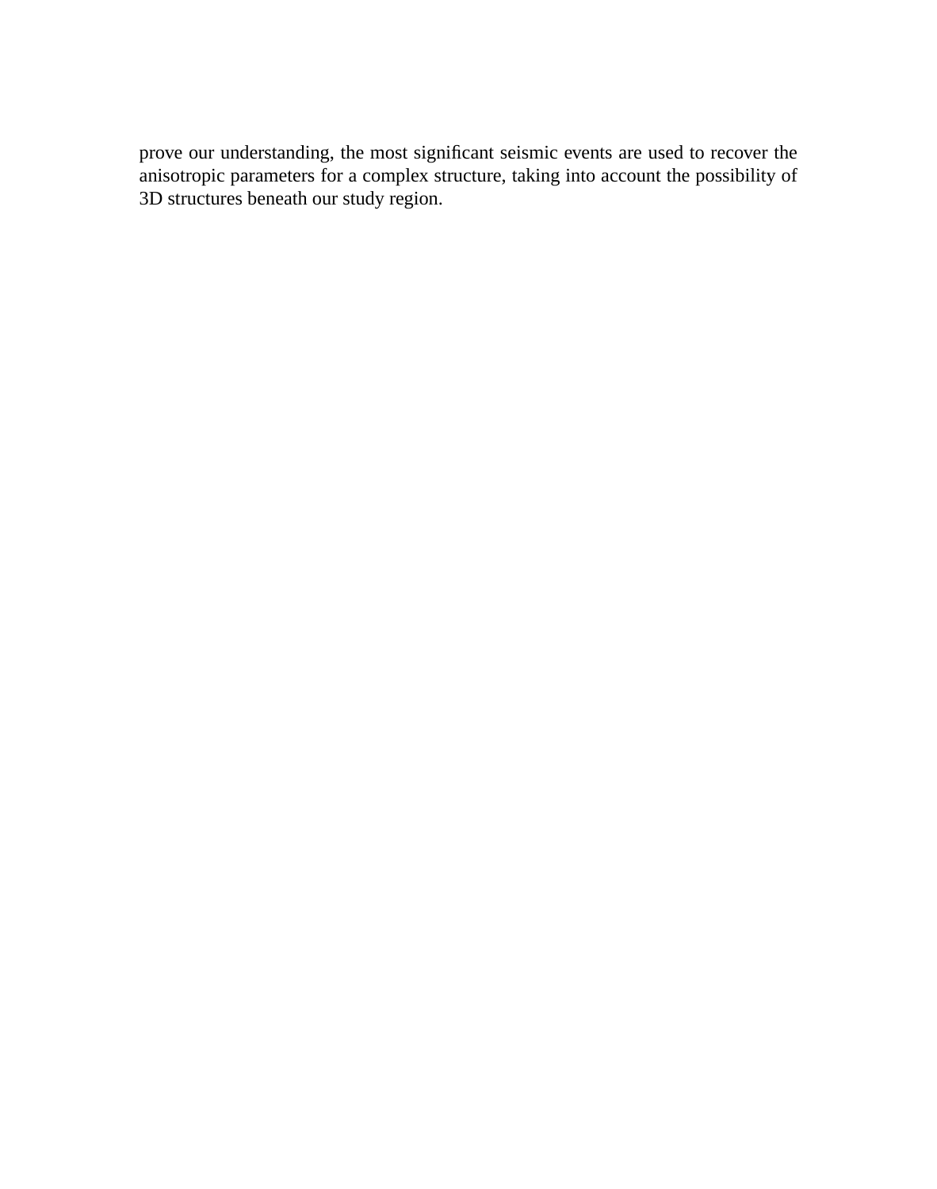prove our understanding, the most significant seismic events are used to recover the anisotropic parameters for a complex structure, taking into account the possibility of 3D structures beneath our study region.